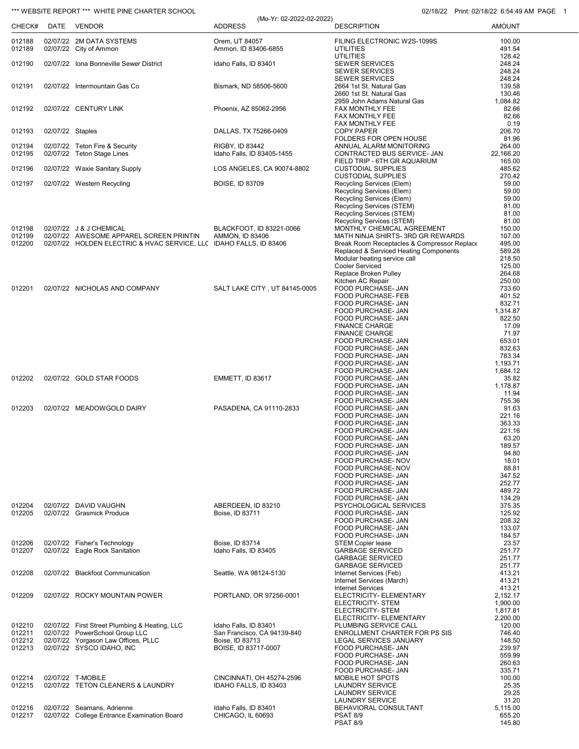*** WEBSITE REPORT *** WHITE PINE CHARTER SCHOOL 02/18/22 Print: 02/18/22 6:54:49 AM

(Mo-Yr: 02-2022-02-2022)

| CHECK# | DATE | VENDOR | ADDRESS | DESCRIPTION | AMOUNT |
|---|---|---|---|---|---|
| 012188 | 02/07/22 | 2M DATA SYSTEMS | Orem, UT 84057 | FILING ELECTRONIC W2S-1099S | 100.00 |
| 012189 | 02/07/22 | City of Ammon | Ammon, ID 83406-6855 | UTILITIES | 491.54 |
| | | | | UTILITIES | 128.42 |
| 012190 | 02/07/22 | Iona Bonneville Sewer District | Idaho Falls, ID 83401 | SEWER SERVICES | 248.24 |
| | | | | SEWER SERVICES | 248.24 |
| | | | | SEWER SERVICES | 248.24 |
| 012191 | 02/07/22 | Intermountain Gas Co | Bismark, ND 58506-5600 | 2664 1st St. Natural Gas | 139.58 |
| | | | | 2660 1st St. Natural Gas | 130.46 |
| | | | | 2959 John Adams Natural Gas | 1,084.82 |
| 012192 | 02/07/22 | CENTURY LINK | Phoenix, AZ 85062-2956 | FAX MONTHLY FEE | 82.66 |
| | | | | FAX MONTHLY FEE | 82.66 |
| | | | | FAX MONTHLY FEE | 0.19 |
| 012193 | 02/07/22 | Staples | DALLAS, TX 75266-0409 | COPY PAPER | 206.70 |
| | | | | FOLDERS FOR OPEN HOUSE | 81.96 |
| 012194 | 02/07/22 | Teton Fire & Security | RIGBY, ID 83442 | ANNUAL ALARM MONITORING | 264.00 |
| 012195 | 02/07/22 | Teton Stage Lines | Idaho Falls, ID 83405-1455 | CONTRACTED BUS SERVICE- JAN | 22,166.20 |
| | | | | FIELD TRIP - 6TH GR AQUARIUM | 165.00 |
| 012196 | 02/07/22 | Waxie Sanitary Supply | LOS ANGELES, CA 90074-8802 | CUSTODIAL SUPPLIES | 485.62 |
| | | | | CUSTODIAL SUPPLIES | 270.42 |
| 012197 | 02/07/22 | Western Recycling | BOISE, ID 83709 | Recycling Services (Elem) | 59.00 |
| | | | | Recycling Services (Elem) | 59.00 |
| | | | | Recycling Services (Elem) | 59.00 |
| | | | | Recycling Services (STEM) | 81.00 |
| | | | | Recycling Services (STEM) | 81.00 |
| | | | | Recycling Services (STEM) | 81.00 |
| 012198 | 02/07/22 | J & J CHEMICAL | BLACKFOOT, ID 83221-0066 | MONTHLY CHEMICAL AGREEMENT | 150.00 |
| 012199 | 02/07/22 | AWESOME APPAREL SCREEN PRINTIN | AMMON, ID 83406 | MATH NINJA SHIRTS- 3RD GR REWARDS | 107.00 |
| 012200 | 02/07/22 | HOLDEN ELECTRIC & HVAC SERVICE, LLC | IDAHO FALLS, ID 83406 | Break Room Receptacles & Compressor Replace | 495.00 |
| | | | | Replaced & Serviced Heating Components | 589.28 |
| | | | | Modular heating service call | 218.50 |
| | | | | Cooler Serviced | 125.00 |
| | | | | Replace Broken Pulley | 264.68 |
| | | | | Kitchen AC Repair | 250.00 |
| 012201 | 02/07/22 | NICHOLAS AND COMPANY | SALT LAKE CITY , UT 84145-0005 | FOOD PURCHASE- JAN | 733.60 |
| | | | | FOOD PURCHASE- FEB | 401.52 |
| | | | | FOOD PURCHASE- JAN | 832.71 |
| | | | | FOOD PURCHASE- JAN | 1,314.87 |
| | | | | FOOD PURCHASE- JAN | 822.50 |
| | | | | FINANCE CHARGE | 17.09 |
| | | | | FINANCE CHARGE | 71.97 |
| | | | | FOOD PURCHASE- JAN | 653.01 |
| | | | | FOOD PURCHASE- JAN | 832.63 |
| | | | | FOOD PURCHASE- JAN | 783.34 |
| | | | | FOOD PURCHASE- JAN | 1,193.71 |
| | | | | FOOD PURCHASE- JAN | 1,684.12 |
| 012202 | 02/07/22 | GOLD STAR FOODS | EMMETT, ID 83617 | FOOD PURCHASE- JAN | 35.82 |
| | | | | FOOD PURCHASE- JAN | 1,178.87 |
| | | | | FOOD PURCHASE- JAN | 11.94 |
| | | | | FOOD PURCHASE- JAN | 755.36 |
| 012203 | 02/07/22 | MEADOWGOLD DAIRY | PASADENA, CA 91110-2833 | FOOD PURCHASE- JAN | 91.63 |
| | | | | FOOD PURCHASE- JAN | 221.16 |
| | | | | FOOD PURCHASE- JAN | 363.33 |
| | | | | FOOD PURCHASE- JAN | 221.16 |
| | | | | FOOD PURCHASE- JAN | 63.20 |
| | | | | FOOD PURCHASE- JAN | 189.57 |
| | | | | FOOD PURCHASE- JAN | 94.80 |
| | | | | FOOD PURCHASE- NOV | 18.01 |
| | | | | FOOD PURCHASE- NOV | 88.81 |
| | | | | FOOD PURCHASE- JAN | 347.52 |
| | | | | FOOD PURCHASE- JAN | 252.77 |
| | | | | FOOD PURCHASE- JAN | 489.72 |
| | | | | FOOD PURCHASE- JAN | 134.29 |
| 012204 | 02/07/22 | DAVID VAUGHN | ABERDEEN, ID 83210 | PSYCHOLOGICAL SERVICES | 375.35 |
| 012205 | 02/07/22 | Grasmick Produce | Boise, ID 83711 | FOOD PURCHASE- JAN | 125.92 |
| | | | | FOOD PURCHASE- JAN | 208.32 |
| | | | | FOOD PURCHASE- JAN | 133.07 |
| | | | | FOOD PURCHASE- JAN | 184.57 |
| 012206 | 02/07/22 | Fisher's Technology | Boise, ID 83714 | STEM Copier lease | 23.57 |
| 012207 | 02/07/22 | Eagle Rock Sanitation | Idaho Falls, ID 83405 | GARBAGE SERVICED | 251.77 |
| | | | | GARBAGE SERVICED | 251.77 |
| | | | | GARBAGE SERVICED | 251.77 |
| 012208 | 02/07/22 | Blackfoot Communication | Seattle, WA 98124-5130 | Internet Services (Feb) | 413.21 |
| | | | | Internet Services (March) | 413.21 |
| | | | | Internet Services | 413.21 |
| 012209 | 02/07/22 | ROCKY MOUNTAIN POWER | PORTLAND, OR 97256-0001 | ELECTRICITY- ELEMENTARY | 2,152.17 |
| | | | | ELECTRICITY- STEM | 1,900.00 |
| | | | | ELECTRICITY- STEM | 1,817.81 |
| | | | | ELECTRICITY- ELEMENTARY | 2,200.00 |
| 012210 | 02/07/22 | First Street Plumbing & Heating, LLC | Idaho Falls, ID 83401 | PLUMBING SERVICE CALL | 120.00 |
| 012211 | 02/07/22 | PowerSchool Group LLC | San Francisco, CA 94139-840 | ENROLLMENT CHARTER FOR PS SIS | 746.40 |
| 012212 | 02/07/22 | Yorgason Law Offices, PLLC | Boise, ID 83713 | LEGAL SERVICES JANUARY | 148.50 |
| 012213 | 02/07/22 | SYSCO IDAHO, INC | BOISE, ID 83717-0007 | FOOD PURCHASE- JAN | 239.97 |
| | | | | FOOD PURCHASE- JAN | 559.99 |
| | | | | FOOD PURCHASE- JAN | 260.63 |
| | | | | FOOD PURCHASE- JAN | 335.71 |
| 012214 | 02/07/22 | T-MOBILE | CINCINNATI, OH 45274-2596 | MOBILE HOT SPOTS | 100.00 |
| 012215 | 02/07/22 | TETON CLEANERS & LAUNDRY | IDAHO FALLS, ID 83403 | LAUNDRY SERVICE | 25.35 |
| | | | | LAUNDRY SERVICE | 29.25 |
| | | | | LAUNDRY SERVICE | 31.20 |
| 012216 | 02/07/22 | Seamans, Adrienne | Idaho Falls, ID 83401 | BEHAVIORAL CONSULTANT | 5,115.00 |
| 012217 | 02/07/22 | College Entrance Examination Board | CHICAGO, IL 60693 | PSAT 8/9 | 655.20 |
| | | | | PSAT 8/9 | 145.80 |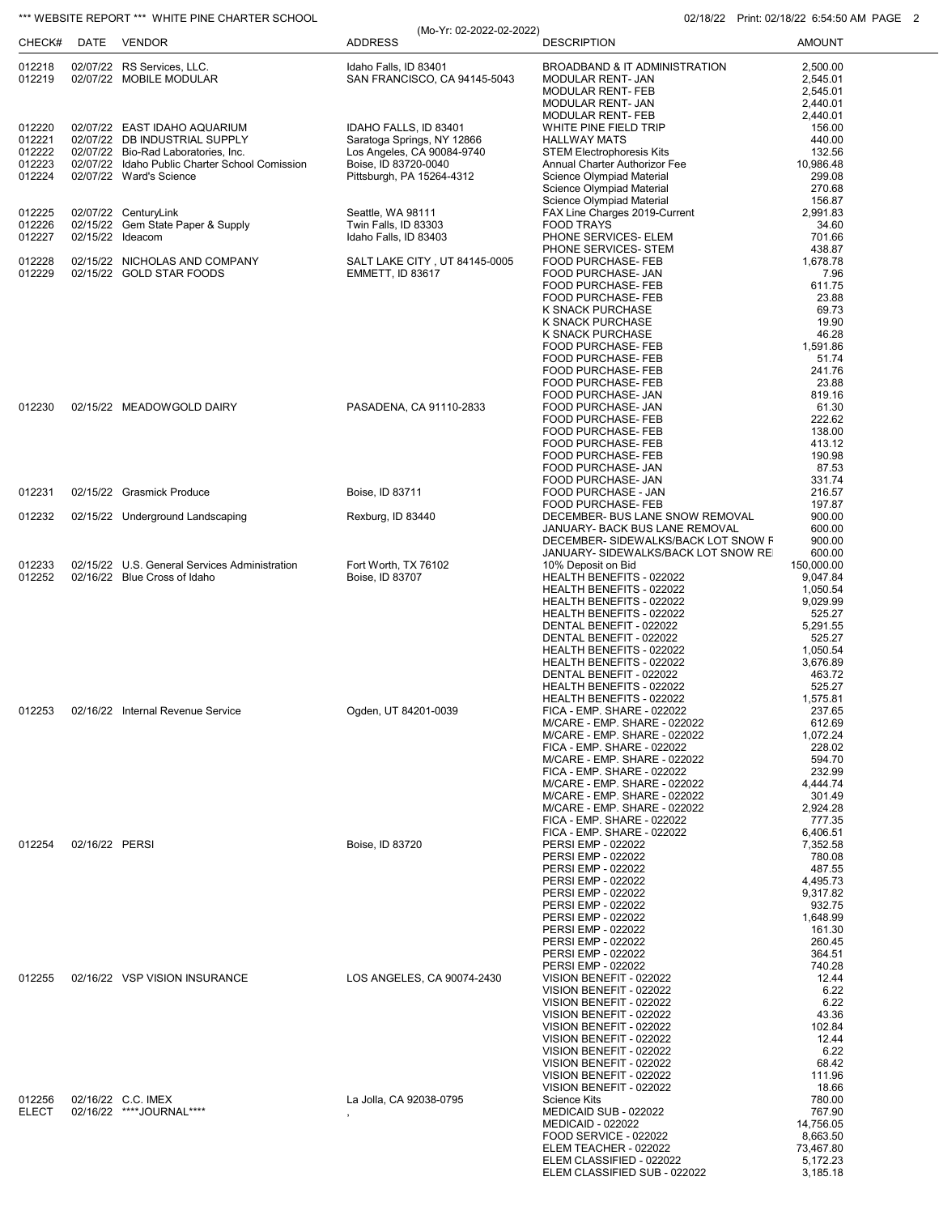*** WEBSITE REPORT *** WHITE PINE CHARTER SCHOOL

(Mo-Yr: 02-2022-02-2022)

02/18/22 Print: 02/18/22 6:54:50 AM

| CHECK# | DATE | VENDOR | ADDRESS | DESCRIPTION | AMOUNT |
|---|---|---|---|---|---|
| 012218 | 02/07/22 | RS Services, LLC. | Idaho Falls, ID 83401 | BROADBAND & IT ADMINISTRATION | 2,500.00 |
| 012219 | 02/07/22 | MOBILE MODULAR | SAN FRANCISCO, CA 94145-5043 | MODULAR RENT- JAN | 2,545.01 |
| | | | | MODULAR RENT- FEB | 2,545.01 |
| | | | | MODULAR RENT- JAN | 2,440.01 |
| | | | | MODULAR RENT- FEB | 2,440.01 |
| 012220 | 02/07/22 | EAST IDAHO AQUARIUM | IDAHO FALLS, ID 83401 | WHITE PINE FIELD TRIP | 156.00 |
| 012221 | 02/07/22 | DB INDUSTRIAL SUPPLY | Saratoga Springs, NY 12866 | HALLWAY MATS | 440.00 |
| 012222 | 02/07/22 | Bio-Rad Laboratories, Inc. | Los Angeles, CA 90084-9740 | STEM Electrophoresis Kits | 132.56 |
| 012223 | 02/07/22 | Idaho Public Charter School Comission | Boise, ID 83720-0040 | Annual Charter Authorizer Fee | 10,986.48 |
| 012224 | 02/07/22 | Ward's Science | Pittsburgh, PA 15264-4312 | Science Olympiad Material | 299.08 |
| | | | | Science Olympiad Material | 270.68 |
| | | | | Science Olympiad Material | 156.87 |
| 012225 | 02/07/22 | CenturyLink | Seattle, WA 98111 | FAX Line Charges 2019-Current | 2,991.83 |
| 012226 | 02/15/22 | Gem State Paper & Supply | Twin Falls, ID 83303 | FOOD TRAYS | 34.60 |
| 012227 | 02/15/22 | Ideacom | Idaho Falls, ID 83403 | PHONE SERVICES- ELEM | 701.66 |
| | | | | PHONE SERVICES- STEM | 438.87 |
| 012228 | 02/15/22 | NICHOLAS AND COMPANY | SALT LAKE CITY , UT 84145-0005 | FOOD PURCHASE- FEB | 1,678.78 |
| 012229 | 02/15/22 | GOLD STAR FOODS | EMMETT, ID 83617 | FOOD PURCHASE- JAN | 7.96 |
| | | | | FOOD PURCHASE- FEB | 611.75 |
| | | | | FOOD PURCHASE- FEB | 23.88 |
| | | | | K SNACK PURCHASE | 69.73 |
| | | | | K SNACK PURCHASE | 19.90 |
| | | | | K SNACK PURCHASE | 46.28 |
| | | | | FOOD PURCHASE- FEB | 1,591.86 |
| | | | | FOOD PURCHASE- FEB | 51.74 |
| | | | | FOOD PURCHASE- FEB | 241.76 |
| | | | | FOOD PURCHASE- FEB | 23.88 |
| | | | | FOOD PURCHASE- JAN | 819.16 |
| 012230 | 02/15/22 | MEADOWGOLD DAIRY | PASADENA, CA 91110-2833 | FOOD PURCHASE- JAN | 61.30 |
| | | | | FOOD PURCHASE- FEB | 222.62 |
| | | | | FOOD PURCHASE- FEB | 138.00 |
| | | | | FOOD PURCHASE- FEB | 413.12 |
| | | | | FOOD PURCHASE- FEB | 190.98 |
| | | | | FOOD PURCHASE- JAN | 87.53 |
| | | | | FOOD PURCHASE- JAN | 331.74 |
| 012231 | 02/15/22 | Grasmick Produce | Boise, ID 83711 | FOOD PURCHASE - JAN | 216.57 |
| | | | | FOOD PURCHASE- FEB | 197.87 |
| 012232 | 02/15/22 | Underground Landscaping | Rexburg, ID 83440 | DECEMBER- BUS LANE SNOW REMOVAL | 900.00 |
| | | | | JANUARY- BACK BUS LANE REMOVAL | 600.00 |
| | | | | DECEMBER- SIDEWALKS/BACK LOT SNOW F | 900.00 |
| | | | | JANUARY- SIDEWALKS/BACK LOT SNOW RE | 600.00 |
| 012233 | 02/15/22 | U.S. General Services Administration | Fort Worth, TX 76102 | 10% Deposit on Bid | 150,000.00 |
| 012252 | 02/16/22 | Blue Cross of Idaho | Boise, ID 83707 | HEALTH BENEFITS - 022022 | 9,047.84 |
| | | | | HEALTH BENEFITS - 022022 | 1,050.54 |
| | | | | HEALTH BENEFITS - 022022 | 9,029.99 |
| | | | | HEALTH BENEFITS - 022022 | 525.27 |
| | | | | DENTAL BENEFIT - 022022 | 5,291.55 |
| | | | | DENTAL BENEFIT - 022022 | 525.27 |
| | | | | HEALTH BENEFITS - 022022 | 1,050.54 |
| | | | | HEALTH BENEFITS - 022022 | 3,676.89 |
| | | | | DENTAL BENEFIT - 022022 | 463.72 |
| | | | | HEALTH BENEFITS - 022022 | 525.27 |
| | | | | HEALTH BENEFITS - 022022 | 1,575.81 |
| 012253 | 02/16/22 | Internal Revenue Service | Ogden, UT 84201-0039 | FICA - EMP. SHARE - 022022 | 237.65 |
| | | | | M/CARE - EMP. SHARE - 022022 | 612.69 |
| | | | | M/CARE - EMP. SHARE - 022022 | 1,072.24 |
| | | | | FICA - EMP. SHARE - 022022 | 228.02 |
| | | | | M/CARE - EMP. SHARE - 022022 | 594.70 |
| | | | | FICA - EMP. SHARE - 022022 | 232.99 |
| | | | | M/CARE - EMP. SHARE - 022022 | 4,444.74 |
| | | | | M/CARE - EMP. SHARE - 022022 | 301.49 |
| | | | | M/CARE - EMP. SHARE - 022022 | 2,924.28 |
| | | | | FICA - EMP. SHARE - 022022 | 777.35 |
| | | | | FICA - EMP. SHARE - 022022 | 6,406.51 |
| 012254 | 02/16/22 | PERSI | Boise, ID 83720 | PERSI EMP - 022022 | 7,352.58 |
| | | | | PERSI EMP - 022022 | 780.08 |
| | | | | PERSI EMP - 022022 | 487.55 |
| | | | | PERSI EMP - 022022 | 4,495.73 |
| | | | | PERSI EMP - 022022 | 9,317.82 |
| | | | | PERSI EMP - 022022 | 932.75 |
| | | | | PERSI EMP - 022022 | 1,648.99 |
| | | | | PERSI EMP - 022022 | 161.30 |
| | | | | PERSI EMP - 022022 | 260.45 |
| | | | | PERSI EMP - 022022 | 364.51 |
| | | | | PERSI EMP - 022022 | 740.28 |
| 012255 | 02/16/22 | VSP VISION INSURANCE | LOS ANGELES, CA 90074-2430 | VISION BENEFIT - 022022 | 12.44 |
| | | | | VISION BENEFIT - 022022 | 6.22 |
| | | | | VISION BENEFIT - 022022 | 6.22 |
| | | | | VISION BENEFIT - 022022 | 43.36 |
| | | | | VISION BENEFIT - 022022 | 102.84 |
| | | | | VISION BENEFIT - 022022 | 12.44 |
| | | | | VISION BENEFIT - 022022 | 6.22 |
| | | | | VISION BENEFIT - 022022 | 68.42 |
| | | | | VISION BENEFIT - 022022 | 111.96 |
| | | | | VISION BENEFIT - 022022 | 18.66 |
| 012256 | 02/16/22 | C.C. IMEX | La Jolla, CA 92038-0795 | Science Kits | 780.00 |
| ELECT | 02/16/22 | ****JOURNAL**** | , | MEDICAID SUB - 022022 | 767.90 |
| | | | | MEDICAID - 022022 | 14,756.05 |
| | | | | FOOD SERVICE - 022022 | 8,663.50 |
| | | | | ELEM TEACHER - 022022 | 73,467.80 |
| | | | | ELEM CLASSIFIED - 022022 | 5,172.23 |
| | | | | ELEM CLASSIFIED SUB - 022022 | 3,185.18 |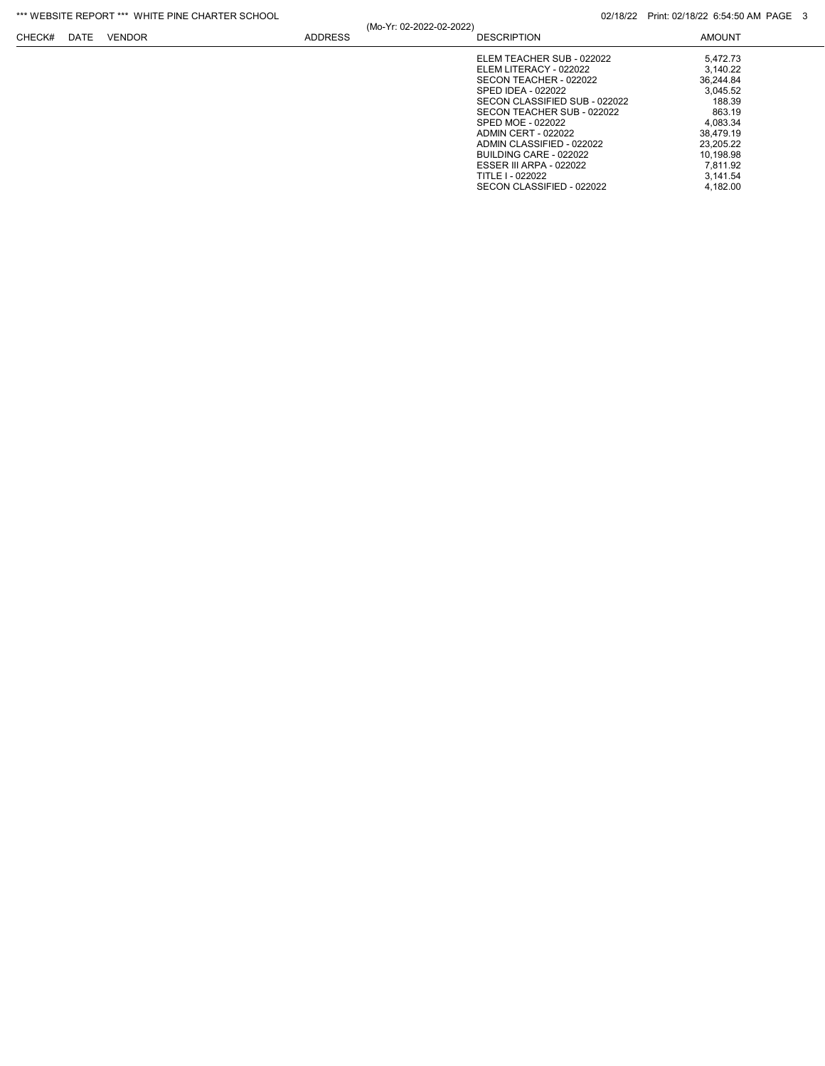| CHECK# | DATE | VENDOR | ADDRESS | DESCRIPTION | AMOUNT |
|---|---|---|---|---|---|
| | | | | ELEM TEACHER SUB - 022022 | 5,472.73 |
| | | | | ELEM LITERACY - 022022 | 3,140.22 |
| | | | | SECON TEACHER - 022022 | 36,244.84 |
| | | | | SPED IDEA - 022022 | 3,045.52 |
| | | | | SECON CLASSIFIED SUB - 022022 | 188.39 |
| | | | | SECON TEACHER SUB - 022022 | 863.19 |
| | | | | SPED MOE - 022022 | 4,083.34 |
| | | | | ADMIN CERT - 022022 | 38,479.19 |
| | | | | ADMIN CLASSIFIED - 022022 | 23,205.22 |
| | | | | BUILDING CARE - 022022 | 10,198.98 |
| | | | | ESSER III ARPA - 022022 | 7,811.92 |
| | | | | TITLE I - 022022 | 3,141.54 |
| | | | | SECON CLASSIFIED - 022022 | 4,182.00 |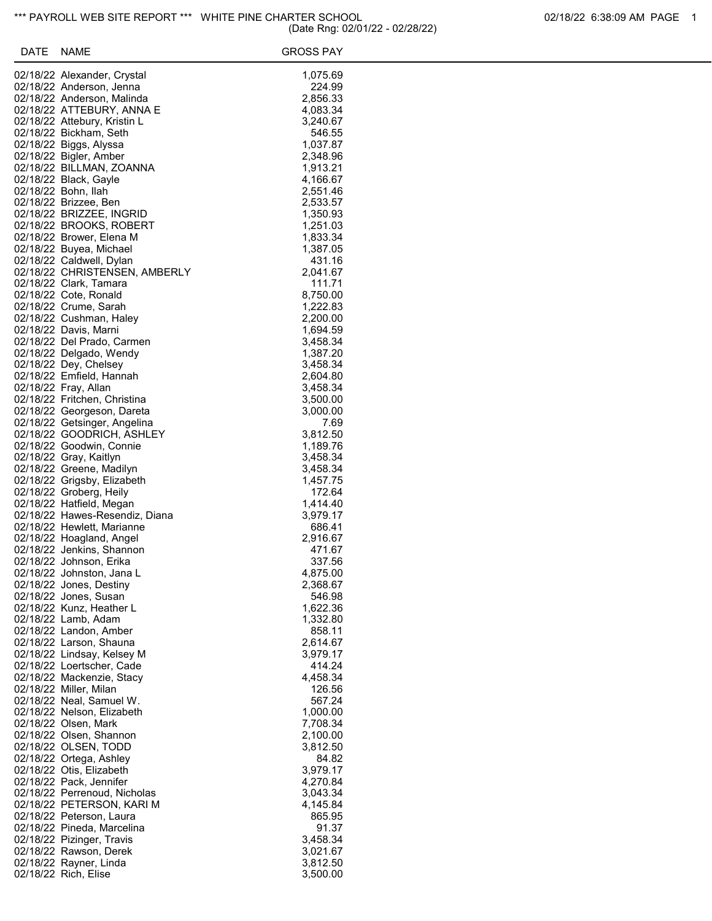*** PAYROLL WEB SITE REPORT *** WHITE PINE CHARTER SCHOOL 02/18/22 6:38:09 AM PAGE 1
(Date Rng: 02/01/22 - 02/28/22)

| DATE | NAME | GROSS PAY |
|---|---|---|
| 02/18/22 | Alexander, Crystal | 1,075.69 |
| 02/18/22 | Anderson, Jenna | 224.99 |
| 02/18/22 | Anderson, Malinda | 2,856.33 |
| 02/18/22 | ATTEBURY, ANNA E | 4,083.34 |
| 02/18/22 | Attebury, Kristin L | 3,240.67 |
| 02/18/22 | Bickham, Seth | 546.55 |
| 02/18/22 | Biggs, Alyssa | 1,037.87 |
| 02/18/22 | Bigler, Amber | 2,348.96 |
| 02/18/22 | BILLMAN, ZOANNA | 1,913.21 |
| 02/18/22 | Black, Gayle | 4,166.67 |
| 02/18/22 | Bohn, Ilah | 2,551.46 |
| 02/18/22 | Brizzee, Ben | 2,533.57 |
| 02/18/22 | BRIZZEE, INGRID | 1,350.93 |
| 02/18/22 | BROOKS, ROBERT | 1,251.03 |
| 02/18/22 | Brower, Elena M | 1,833.34 |
| 02/18/22 | Buyea, Michael | 1,387.05 |
| 02/18/22 | Caldwell, Dylan | 431.16 |
| 02/18/22 | CHRISTENSEN, AMBERLY | 2,041.67 |
| 02/18/22 | Clark, Tamara | 111.71 |
| 02/18/22 | Cote, Ronald | 8,750.00 |
| 02/18/22 | Crume, Sarah | 1,222.83 |
| 02/18/22 | Cushman, Haley | 2,200.00 |
| 02/18/22 | Davis, Marni | 1,694.59 |
| 02/18/22 | Del Prado, Carmen | 3,458.34 |
| 02/18/22 | Delgado, Wendy | 1,387.20 |
| 02/18/22 | Dey, Chelsey | 3,458.34 |
| 02/18/22 | Emfield, Hannah | 2,604.80 |
| 02/18/22 | Fray, Allan | 3,458.34 |
| 02/18/22 | Fritchen, Christina | 3,500.00 |
| 02/18/22 | Georgeson, Dareta | 3,000.00 |
| 02/18/22 | Getsinger, Angelina | 7.69 |
| 02/18/22 | GOODRICH, ASHLEY | 3,812.50 |
| 02/18/22 | Goodwin, Connie | 1,189.76 |
| 02/18/22 | Gray, Kaitlyn | 3,458.34 |
| 02/18/22 | Greene, Madilyn | 3,458.34 |
| 02/18/22 | Grigsby, Elizabeth | 1,457.75 |
| 02/18/22 | Groberg, Heily | 172.64 |
| 02/18/22 | Hatfield, Megan | 1,414.40 |
| 02/18/22 | Hawes-Resendiz, Diana | 3,979.17 |
| 02/18/22 | Hewlett, Marianne | 686.41 |
| 02/18/22 | Hoagland, Angel | 2,916.67 |
| 02/18/22 | Jenkins, Shannon | 471.67 |
| 02/18/22 | Johnson, Erika | 337.56 |
| 02/18/22 | Johnston, Jana L | 4,875.00 |
| 02/18/22 | Jones, Destiny | 2,368.67 |
| 02/18/22 | Jones, Susan | 546.98 |
| 02/18/22 | Kunz, Heather L | 1,622.36 |
| 02/18/22 | Lamb, Adam | 1,332.80 |
| 02/18/22 | Landon, Amber | 858.11 |
| 02/18/22 | Larson, Shauna | 2,614.67 |
| 02/18/22 | Lindsay, Kelsey M | 3,979.17 |
| 02/18/22 | Loertscher, Cade | 414.24 |
| 02/18/22 | Mackenzie, Stacy | 4,458.34 |
| 02/18/22 | Miller, Milan | 126.56 |
| 02/18/22 | Neal, Samuel W. | 567.24 |
| 02/18/22 | Nelson, Elizabeth | 1,000.00 |
| 02/18/22 | Olsen, Mark | 7,708.34 |
| 02/18/22 | Olsen, Shannon | 2,100.00 |
| 02/18/22 | OLSEN, TODD | 3,812.50 |
| 02/18/22 | Ortega, Ashley | 84.82 |
| 02/18/22 | Otis, Elizabeth | 3,979.17 |
| 02/18/22 | Pack, Jennifer | 4,270.84 |
| 02/18/22 | Perrenoud, Nicholas | 3,043.34 |
| 02/18/22 | PETERSON, KARI M | 4,145.84 |
| 02/18/22 | Peterson, Laura | 865.95 |
| 02/18/22 | Pineda, Marcelina | 91.37 |
| 02/18/22 | Pizinger, Travis | 3,458.34 |
| 02/18/22 | Rawson, Derek | 3,021.67 |
| 02/18/22 | Rayner, Linda | 3,812.50 |
| 02/18/22 | Rich, Elise | 3,500.00 |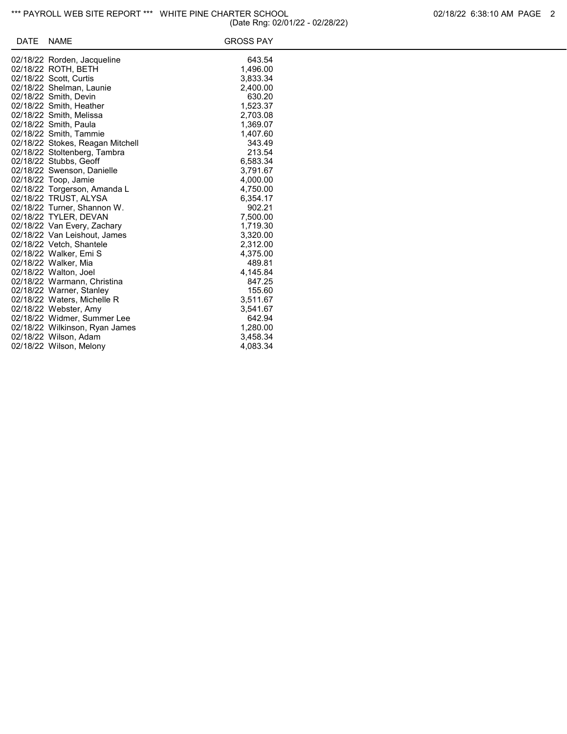| DATE | NAME | GROSS PAY |
| --- | --- | --- |
| 02/18/22 | Rorden, Jacqueline | 643.54 |
| 02/18/22 | ROTH, BETH | 1,496.00 |
| 02/18/22 | Scott, Curtis | 3,833.34 |
| 02/18/22 | Shelman, Launie | 2,400.00 |
| 02/18/22 | Smith, Devin | 630.20 |
| 02/18/22 | Smith, Heather | 1,523.37 |
| 02/18/22 | Smith, Melissa | 2,703.08 |
| 02/18/22 | Smith, Paula | 1,369.07 |
| 02/18/22 | Smith, Tammie | 1,407.60 |
| 02/18/22 | Stokes, Reagan Mitchell | 343.49 |
| 02/18/22 | Stoltenberg, Tambra | 213.54 |
| 02/18/22 | Stubbs, Geoff | 6,583.34 |
| 02/18/22 | Swenson, Danielle | 3,791.67 |
| 02/18/22 | Toop, Jamie | 4,000.00 |
| 02/18/22 | Torgerson, Amanda L | 4,750.00 |
| 02/18/22 | TRUST, ALYSA | 6,354.17 |
| 02/18/22 | Turner, Shannon W. | 902.21 |
| 02/18/22 | TYLER, DEVAN | 7,500.00 |
| 02/18/22 | Van Every, Zachary | 1,719.30 |
| 02/18/22 | Van Leishout, James | 3,320.00 |
| 02/18/22 | Vetch, Shantele | 2,312.00 |
| 02/18/22 | Walker, Emi S | 4,375.00 |
| 02/18/22 | Walker, Mia | 489.81 |
| 02/18/22 | Walton, Joel | 4,145.84 |
| 02/18/22 | Warmann, Christina | 847.25 |
| 02/18/22 | Warner, Stanley | 155.60 |
| 02/18/22 | Waters, Michelle R | 3,511.67 |
| 02/18/22 | Webster, Amy | 3,541.67 |
| 02/18/22 | Widmer, Summer Lee | 642.94 |
| 02/18/22 | Wilkinson, Ryan James | 1,280.00 |
| 02/18/22 | Wilson, Adam | 3,458.34 |
| 02/18/22 | Wilson, Melony | 4,083.34 |